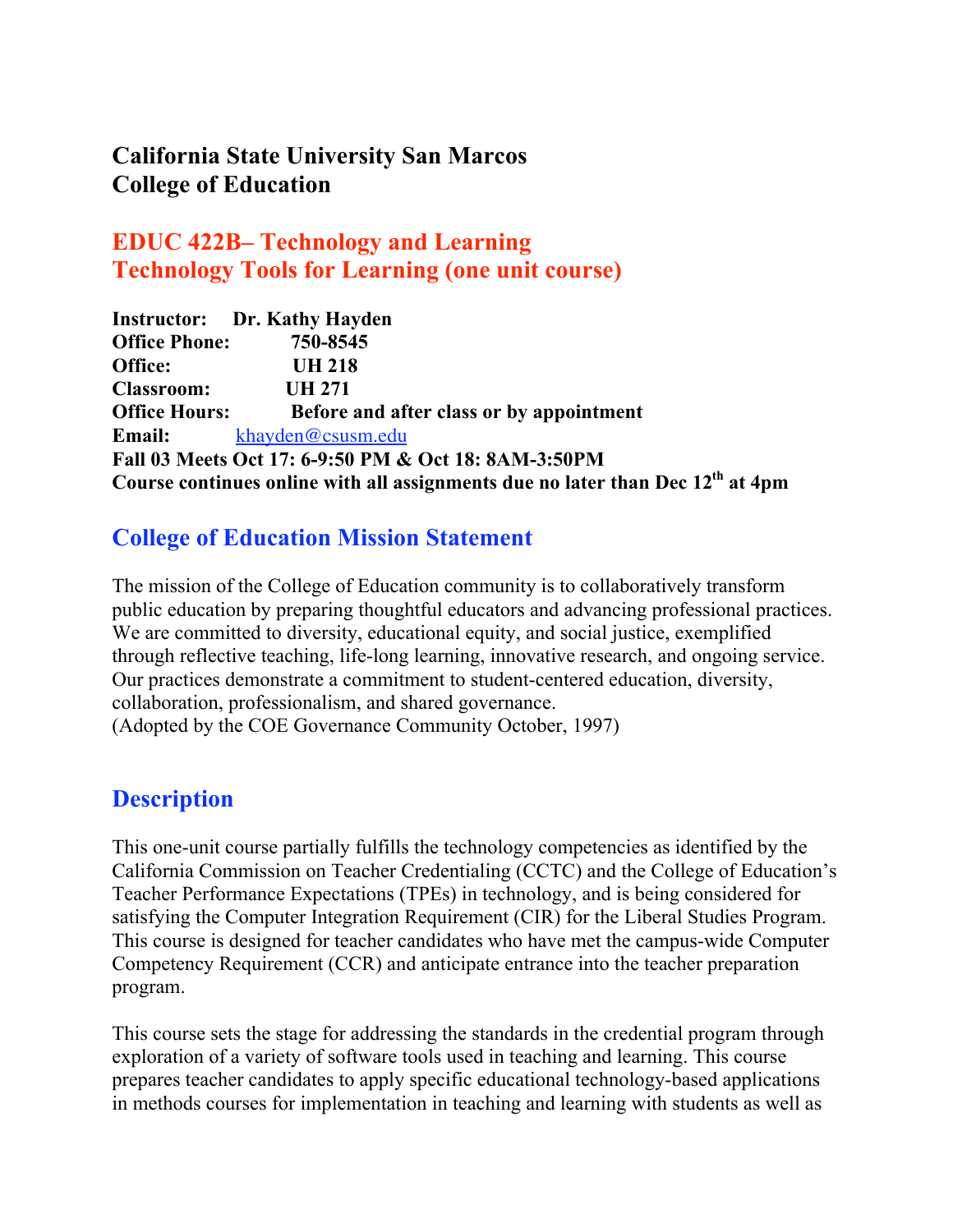# California State University San Marcos
# College of Education

## EDUC 422B– Technology and Learning
## Technology Tools for Learning (one unit course)

**Instructor:** **Dr. Kathy Hayden**
**Office Phone:** **750-8545**
**Office:** **UH 218**
**Classroom:** **UH 271**
**Office Hours:** **Before and after class or by appointment**
**Email:** khayden@csusm.edu
**Fall 03 Meets Oct 17: 6-9:50 PM & Oct 18: 8AM-3:50PM**
**Course continues online with all assignments due no later than Dec 12th at 4pm**

## College of Education Mission Statement

The mission of the College of Education community is to collaboratively transform public education by preparing thoughtful educators and advancing professional practices. We are committed to diversity, educational equity, and social justice, exemplified through reflective teaching, life-long learning, innovative research, and ongoing service. Our practices demonstrate a commitment to student-centered education, diversity, collaboration, professionalism, and shared governance.
(Adopted by the COE Governance Community October, 1997)

## Description

This one-unit course partially fulfills the technology competencies as identified by the California Commission on Teacher Credentialing (CCTC) and the College of Education's Teacher Performance Expectations (TPEs) in technology, and is being considered for satisfying the Computer Integration Requirement (CIR) for the Liberal Studies Program. This course is designed for teacher candidates who have met the campus-wide Computer Competency Requirement (CCR) and anticipate entrance into the teacher preparation program.

This course sets the stage for addressing the standards in the credential program through exploration of a variety of software tools used in teaching and learning. This course prepares teacher candidates to apply specific educational technology-based applications in methods courses for implementation in teaching and learning with students as well as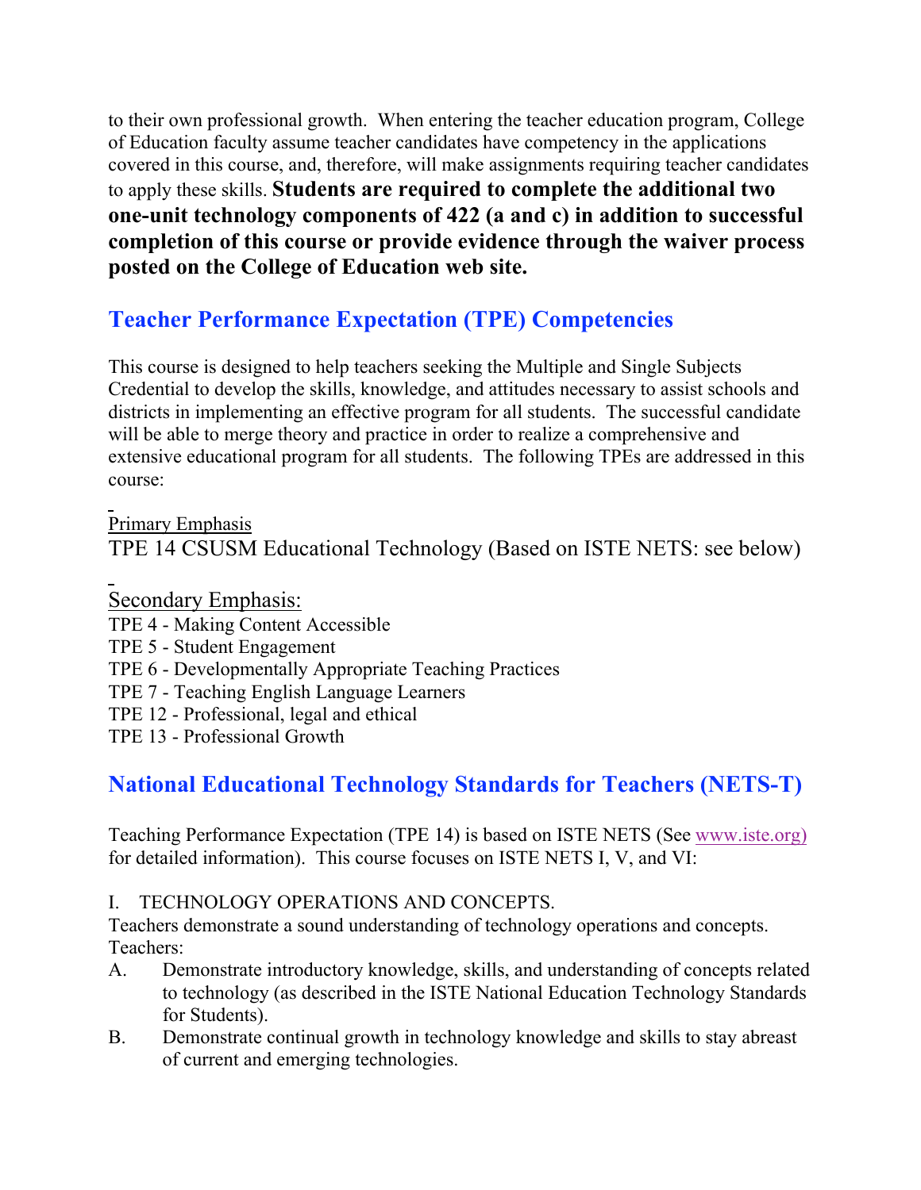to their own professional growth. When entering the teacher education program, College of Education faculty assume teacher candidates have competency in the applications covered in this course, and, therefore, will make assignments requiring teacher candidates to apply these skills. **Students are required to complete the additional two one-unit technology components of 422 (a and c) in addition to successful completion of this course or provide evidence through the waiver process posted on the College of Education web site.**

## Teacher Performance Expectation (TPE) Competencies

This course is designed to help teachers seeking the Multiple and Single Subjects Credential to develop the skills, knowledge, and attitudes necessary to assist schools and districts in implementing an effective program for all students. The successful candidate will be able to merge theory and practice in order to realize a comprehensive and extensive educational program for all students. The following TPEs are addressed in this course:

Primary Emphasis

TPE 14 CSUSM Educational Technology (Based on ISTE NETS: see below)

Secondary Emphasis:

TPE 4 - Making Content Accessible
TPE 5 - Student Engagement
TPE 6 - Developmentally Appropriate Teaching Practices
TPE 7 - Teaching English Language Learners
TPE 12 - Professional, legal and ethical
TPE 13 - Professional Growth

## National Educational Technology Standards for Teachers (NETS-T)

Teaching Performance Expectation (TPE 14) is based on ISTE NETS (See www.iste.org) for detailed information). This course focuses on ISTE NETS I, V, and VI:

I. TECHNOLOGY OPERATIONS AND CONCEPTS.
Teachers demonstrate a sound understanding of technology operations and concepts. Teachers:

A. Demonstrate introductory knowledge, skills, and understanding of concepts related to technology (as described in the ISTE National Education Technology Standards for Students).
B. Demonstrate continual growth in technology knowledge and skills to stay abreast of current and emerging technologies.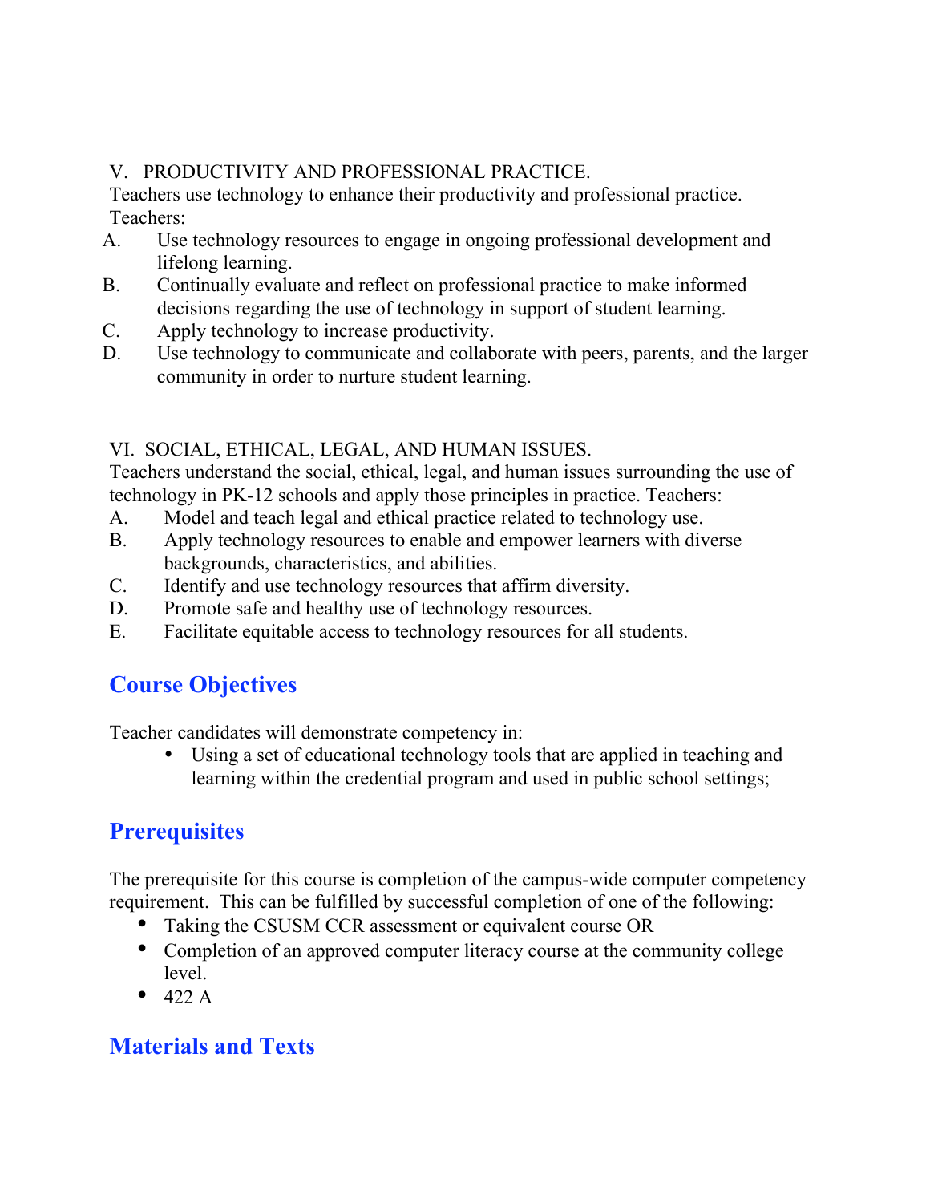V. PRODUCTIVITY AND PROFESSIONAL PRACTICE.

Teachers use technology to enhance their productivity and professional practice. Teachers:

A. Use technology resources to engage in ongoing professional development and lifelong learning.

B. Continually evaluate and reflect on professional practice to make informed decisions regarding the use of technology in support of student learning.

C. Apply technology to increase productivity.

D. Use technology to communicate and collaborate with peers, parents, and the larger community in order to nurture student learning.

VI. SOCIAL, ETHICAL, LEGAL, AND HUMAN ISSUES.

Teachers understand the social, ethical, legal, and human issues surrounding the use of technology in PK-12 schools and apply those principles in practice. Teachers:

A. Model and teach legal and ethical practice related to technology use.

B. Apply technology resources to enable and empower learners with diverse backgrounds, characteristics, and abilities.

C. Identify and use technology resources that affirm diversity.

D. Promote safe and healthy use of technology resources.

E. Facilitate equitable access to technology resources for all students.

## Course Objectives

Teacher candidates will demonstrate competency in:

- Using a set of educational technology tools that are applied in teaching and learning within the credential program and used in public school settings;

## Prerequisites

The prerequisite for this course is completion of the campus-wide computer competency requirement. This can be fulfilled by successful completion of one of the following:

- Taking the CSUSM CCR assessment or equivalent course OR
- Completion of an approved computer literacy course at the community college level.
- 422 A

## Materials and Texts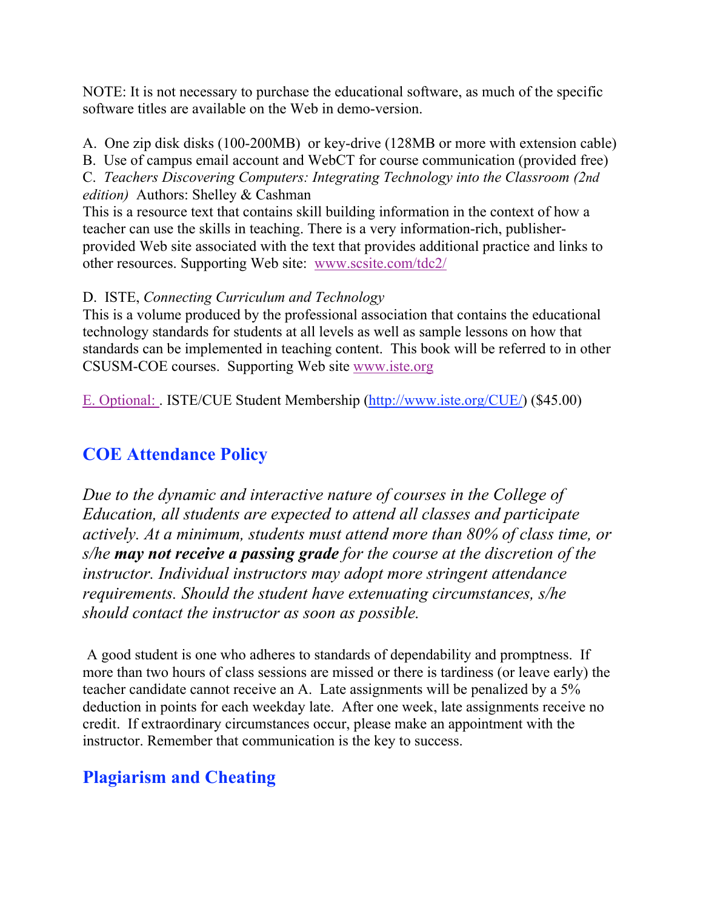NOTE: It is not necessary to purchase the educational software, as much of the specific software titles are available on the Web in demo-version.

A. One zip disk disks (100-200MB) or key-drive (128MB or more with extension cable)
B. Use of campus email account and WebCT for course communication (provided free)
C. *Teachers Discovering Computers: Integrating Technology into the Classroom (2nd edition)* Authors: Shelley & Cashman
This is a resource text that contains skill building information in the context of how a teacher can use the skills in teaching. There is a very information-rich, publisher-provided Web site associated with the text that provides additional practice and links to other resources. Supporting Web site: www.scsite.com/tdc2/

D. ISTE, *Connecting Curriculum and Technology*
This is a volume produced by the professional association that contains the educational technology standards for students at all levels as well as sample lessons on how that standards can be implemented in teaching content. This book will be referred to in other CSUSM-COE courses. Supporting Web site www.iste.org

E. Optional: . ISTE/CUE Student Membership (http://www.iste.org/CUE/) ($45.00)

## COE Attendance Policy

*Due to the dynamic and interactive nature of courses in the College of Education, all students are expected to attend all classes and participate actively. At a minimum, students must attend more than 80% of class time, or s/he* ***may not receive a passing grade*** *for the course at the discretion of the instructor. Individual instructors may adopt more stringent attendance requirements. Should the student have extenuating circumstances, s/he should contact the instructor as soon as possible.*

A good student is one who adheres to standards of dependability and promptness. If more than two hours of class sessions are missed or there is tardiness (or leave early) the teacher candidate cannot receive an A. Late assignments will be penalized by a 5% deduction in points for each weekday late. After one week, late assignments receive no credit. If extraordinary circumstances occur, please make an appointment with the instructor. Remember that communication is the key to success.

## Plagiarism and Cheating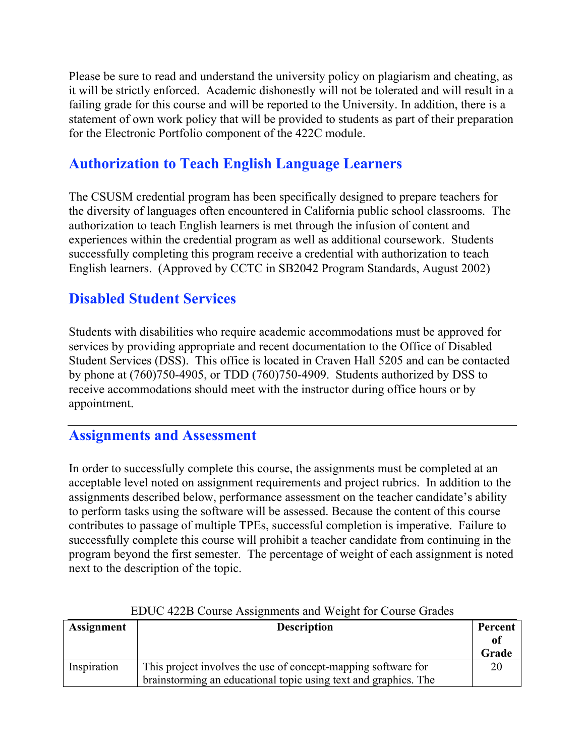Please be sure to read and understand the university policy on plagiarism and cheating, as it will be strictly enforced. Academic dishonestly will not be tolerated and will result in a failing grade for this course and will be reported to the University. In addition, there is a statement of own work policy that will be provided to students as part of their preparation for the Electronic Portfolio component of the 422C module.

## Authorization to Teach English Language Learners

The CSUSM credential program has been specifically designed to prepare teachers for the diversity of languages often encountered in California public school classrooms. The authorization to teach English learners is met through the infusion of content and experiences within the credential program as well as additional coursework. Students successfully completing this program receive a credential with authorization to teach English learners. (Approved by CCTC in SB2042 Program Standards, August 2002)

## Disabled Student Services

Students with disabilities who require academic accommodations must be approved for services by providing appropriate and recent documentation to the Office of Disabled Student Services (DSS). This office is located in Craven Hall 5205 and can be contacted by phone at (760)750-4905, or TDD (760)750-4909. Students authorized by DSS to receive accommodations should meet with the instructor during office hours or by appointment.

---

## Assignments and Assessment

In order to successfully complete this course, the assignments must be completed at an acceptable level noted on assignment requirements and project rubrics. In addition to the assignments described below, performance assessment on the teacher candidate's ability to perform tasks using the software will be assessed. Because the content of this course contributes to passage of multiple TPEs, successful completion is imperative. Failure to successfully complete this course will prohibit a teacher candidate from continuing in the program beyond the first semester. The percentage of weight of each assignment is noted next to the description of the topic.

EDUC 422B Course Assignments and Weight for Course Grades

| Assignment | Description | Percent of Grade |
|---|---|---|
| Inspiration | This project involves the use of concept-mapping software for brainstorming an educational topic using text and graphics. The | 20 |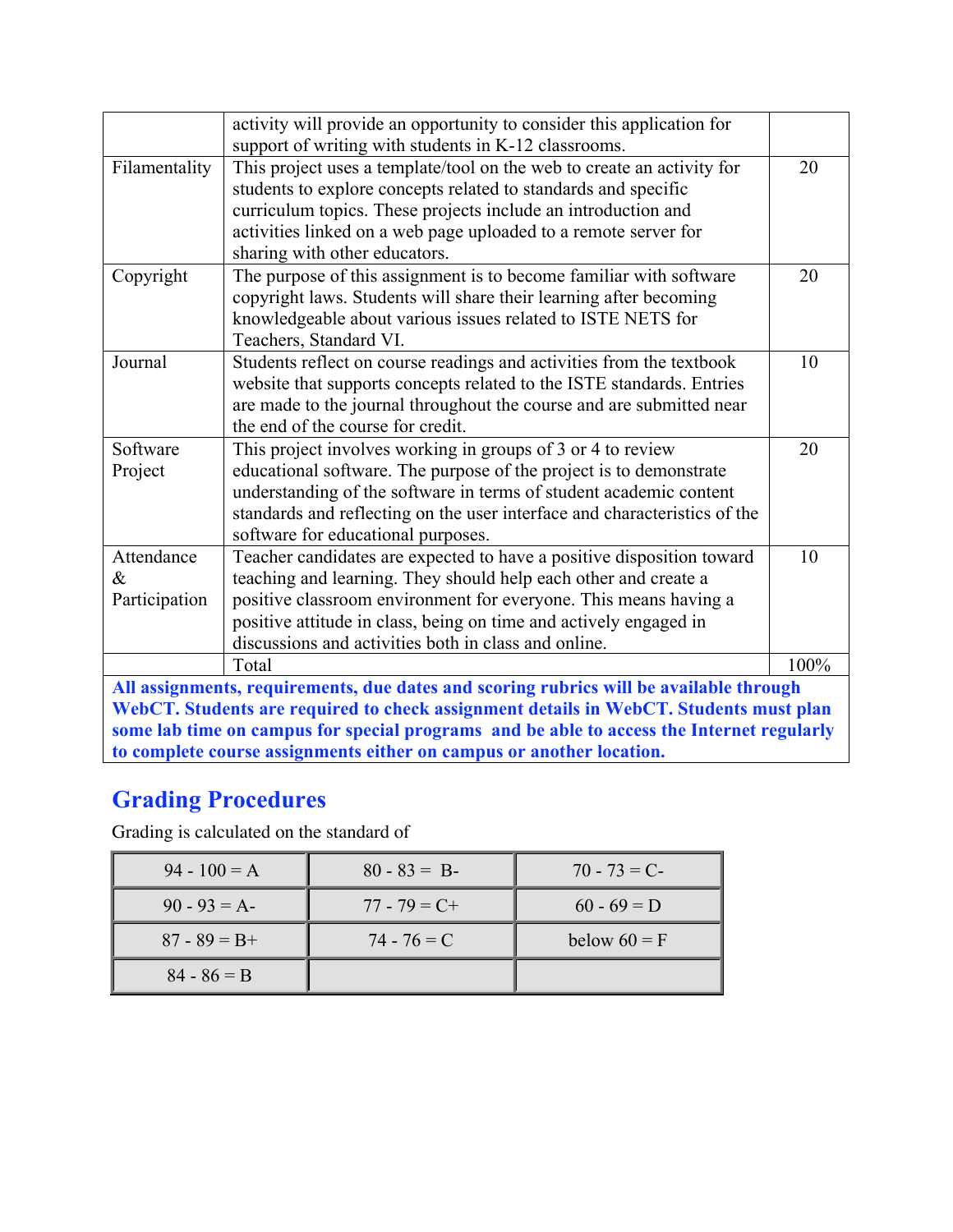| | | |
|---|---|---|
| | activity will provide an opportunity to consider this application for support of writing with students in K-12 classrooms. | |
| Filamentality | This project uses a template/tool on the web to create an activity for students to explore concepts related to standards and specific curriculum topics. These projects include an introduction and activities linked on a web page uploaded to a remote server for sharing with other educators. | 20 |
| Copyright | The purpose of this assignment is to become familiar with software copyright laws. Students will share their learning after becoming knowledgeable about various issues related to ISTE NETS for Teachers, Standard VI. | 20 |
| Journal | Students reflect on course readings and activities from the textbook website that supports concepts related to the ISTE standards. Entries are made to the journal throughout the course and are submitted near the end of the course for credit. | 10 |
| Software Project | This project involves working in groups of 3 or 4 to review educational software. The purpose of the project is to demonstrate understanding of the software in terms of student academic content standards and reflecting on the user interface and characteristics of the software for educational purposes. | 20 |
| Attendance & Participation | Teacher candidates are expected to have a positive disposition toward teaching and learning. They should help each other and create a positive classroom environment for everyone. This means having a positive attitude in class, being on time and actively engaged in discussions and activities both in class and online. | 10 |
| | Total | 100% |

**All assignments, requirements, due dates and scoring rubrics will be available through WebCT. Students are required to check assignment details in WebCT. Students must plan some lab time on campus for special programs and be able to access the Internet regularly to complete course assignments either on campus or another location.**

## Grading Procedures

Grading is calculated on the standard of

| | | |
|---|---|---|
| 94 - 100 = A | 80 - 83 = B- | 70 - 73 = C- |
| 90 - 93 = A- | 77 - 79 = C+ | 60 - 69 = D |
| 87 - 89 = B+ | 74 - 76 = C | below 60 = F |
| 84 - 86 = B | | |